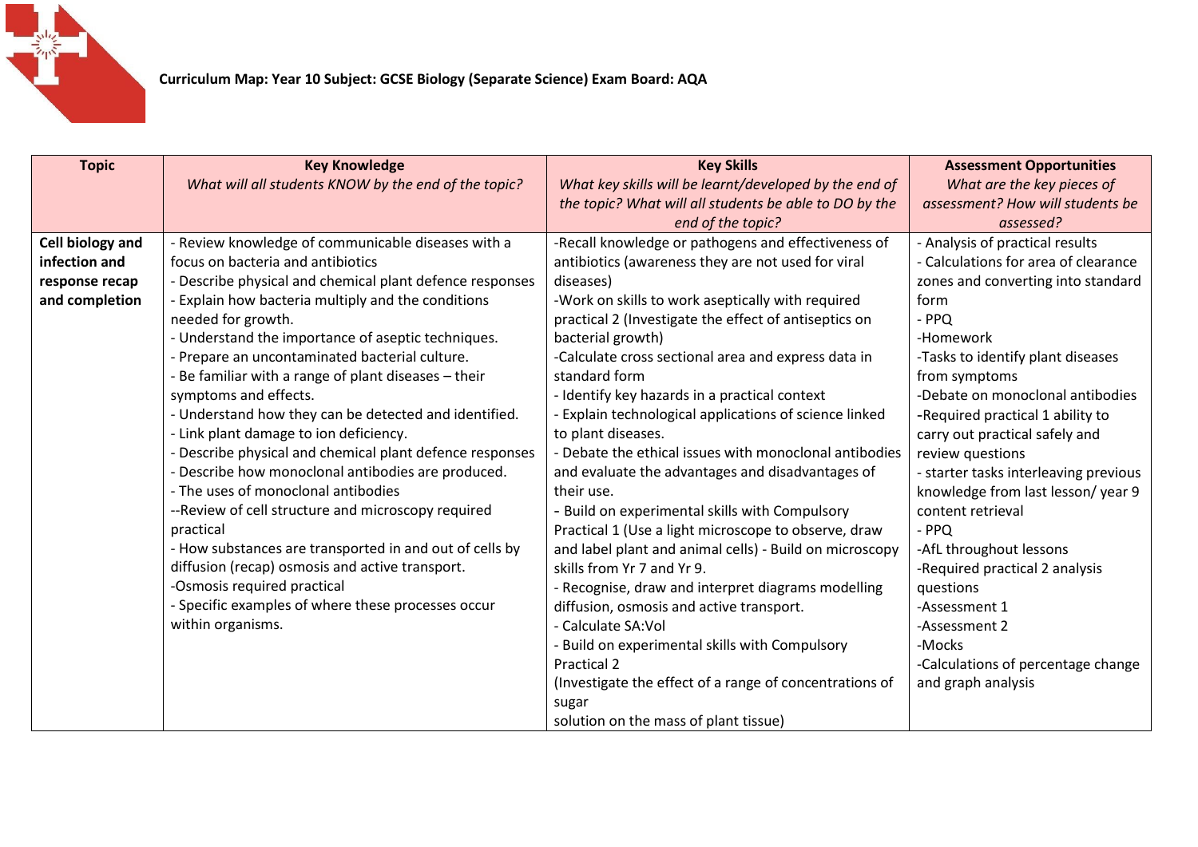**Curriculum Map: Year 10 Subject: GCSE Biology (Separate Science) Exam Board: AQA**

| Topic | Key Knowledge<br>*What will all students KNOW by the end of the topic?* | Key Skills<br>*What key skills will be learnt/developed by the end of the topic? What will all students be able to DO by the end of the topic?* | Assessment Opportunities<br>*What are the key pieces of assessment? How will students be assessed?* |
| --- | --- | --- | --- |
| **Cell biology and infection and response recap and completion** | - Review knowledge of communicable diseases with a focus on bacteria and antibiotics<br>- Describe physical and chemical plant defence responses<br>- Explain how bacteria multiply and the conditions needed for growth.<br>- Understand the importance of aseptic techniques.<br>- Prepare an uncontaminated bacterial culture.<br>- Be familiar with a range of plant diseases – their symptoms and effects.<br>- Understand how they can be detected and identified.<br>- Link plant damage to ion deficiency.<br>- Describe physical and chemical plant defence responses<br>- Describe how monoclonal antibodies are produced.<br>- The uses of monoclonal antibodies<br>--Review of cell structure and microscopy required practical<br>- How substances are transported in and out of cells by diffusion (recap) osmosis and active transport.<br>-Osmosis required practical<br>- Specific examples of where these processes occur within organisms. | -Recall knowledge or pathogens and effectiveness of antibiotics (awareness they are not used for viral diseases)<br>-Work on skills to work aseptically with required practical 2 (Investigate the effect of antiseptics on bacterial growth)<br>-Calculate cross sectional area and express data in standard form<br>- Identify key hazards in a practical context<br>- Explain technological applications of science linked to plant diseases.<br>- Debate the ethical issues with monoclonal antibodies and evaluate the advantages and disadvantages of their use.<br>- Build on experimental skills with Compulsory Practical 1 (Use a light microscope to observe, draw and label plant and animal cells) - Build on microscopy skills from Yr 7 and Yr 9.<br>- Recognise, draw and interpret diagrams modelling diffusion, osmosis and active transport.<br>- Calculate SA:Vol<br>- Build on experimental skills with Compulsory Practical 2<br>(Investigate the effect of a range of concentrations of sugar<br>solution on the mass of plant tissue) | - Analysis of practical results<br>- Calculations for area of clearance zones and converting into standard form<br>- PPQ<br>-Homework<br>-Tasks to identify plant diseases from symptoms<br>-Debate on monoclonal antibodies<br>-Required practical 1 ability to carry out practical safely and review questions<br>- starter tasks interleaving previous knowledge from last lesson/ year 9 content retrieval<br>- PPQ<br>-AfL throughout lessons<br>-Required practical 2 analysis questions<br>-Assessment 1<br>-Assessment 2<br>-Mocks<br>-Calculations of percentage change and graph analysis |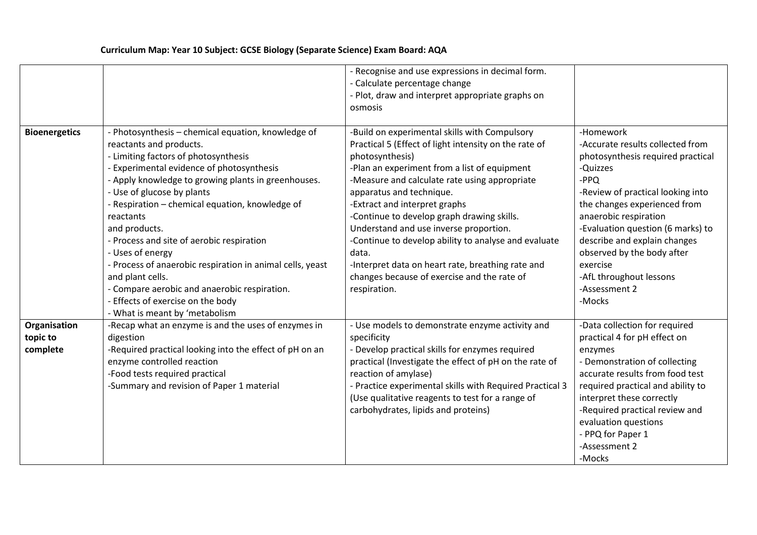**Curriculum Map: Year 10 Subject: GCSE Biology (Separate Science) Exam Board: AQA**

| | | | |
|---|---|---|---|
| | | - Recognise and use expressions in decimal form.<br>- Calculate percentage change<br>- Plot, draw and interpret appropriate graphs on osmosis | |
| **Bioenergetics** | - Photosynthesis – chemical equation, knowledge of reactants and products.<br>- Limiting factors of photosynthesis<br>- Experimental evidence of photosynthesis<br>- Apply knowledge to growing plants in greenhouses.<br>- Use of glucose by plants<br>- Respiration – chemical equation, knowledge of reactants and products.<br>- Process and site of aerobic respiration<br>- Uses of energy<br>- Process of anaerobic respiration in animal cells, yeast and plant cells.<br>- Compare aerobic and anaerobic respiration.<br>- Effects of exercise on the body<br>- What is meant by 'metabolism | -Build on experimental skills with Compulsory Practical 5 (Effect of light intensity on the rate of photosynthesis)<br>-Plan an experiment from a list of equipment<br>-Measure and calculate rate using appropriate apparatus and technique.<br>-Extract and interpret graphs<br>-Continue to develop graph drawing skills. Understand and use inverse proportion.<br>-Continue to develop ability to analyse and evaluate data.<br>-Interpret data on heart rate, breathing rate and changes because of exercise and the rate of respiration. | -Homework<br>-Accurate results collected from photosynthesis required practical<br>-Quizzes<br>-PPQ<br>-Review of practical looking into the changes experienced from anaerobic respiration<br>-Evaluation question (6 marks) to describe and explain changes observed by the body after exercise<br>-AfL throughout lessons<br>-Assessment 2<br>-Mocks |
| **Organisation topic to complete** | -Recap what an enzyme is and the uses of enzymes in digestion<br>-Required practical looking into the effect of pH on an enzyme controlled reaction<br>-Food tests required practical<br>-Summary and revision of Paper 1 material | - Use models to demonstrate enzyme activity and specificity<br>- Develop practical skills for enzymes required practical (Investigate the effect of pH on the rate of reaction of amylase)<br>- Practice experimental skills with Required Practical 3 (Use qualitative reagents to test for a range of carbohydrates, lipids and proteins) | -Data collection for required practical 4 for pH effect on enzymes<br>- Demonstration of collecting accurate results from food test required practical and ability to interpret these correctly<br>-Required practical review and evaluation questions<br>- PPQ for Paper 1<br>-Assessment 2<br>-Mocks |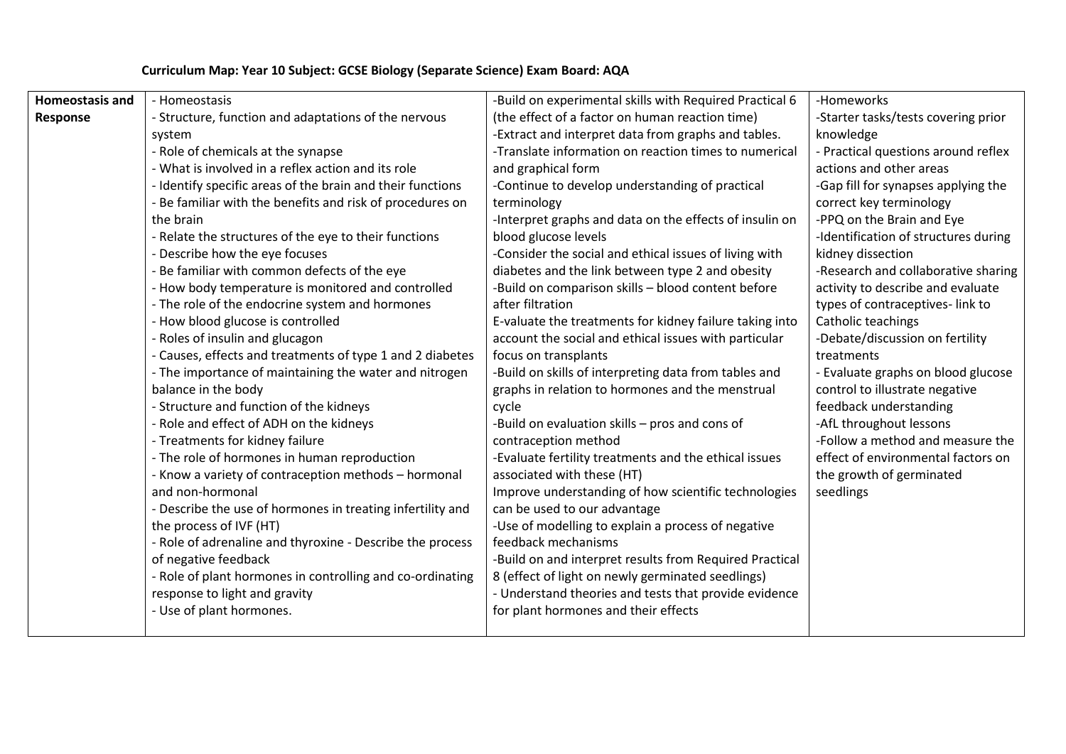**Curriculum Map: Year 10 Subject: GCSE Biology (Separate Science) Exam Board: AQA**

| | | | |
|---|---|---|---|
| **Homeostasis and Response** | - Homeostasis<br>- Structure, function and adaptations of the nervous system<br>- Role of chemicals at the synapse<br>- What is involved in a reflex action and its role<br>- Identify specific areas of the brain and their functions<br>- Be familiar with the benefits and risk of procedures on the brain<br>- Relate the structures of the eye to their functions<br>- Describe how the eye focuses<br>- Be familiar with common defects of the eye<br>- How body temperature is monitored and controlled<br>- The role of the endocrine system and hormones<br>- How blood glucose is controlled<br>- Roles of insulin and glucagon<br>- Causes, effects and treatments of type 1 and 2 diabetes<br>- The importance of maintaining the water and nitrogen balance in the body<br>- Structure and function of the kidneys<br>- Role and effect of ADH on the kidneys<br>- Treatments for kidney failure<br>- The role of hormones in human reproduction<br>- Know a variety of contraception methods – hormonal and non-hormonal<br>- Describe the use of hormones in treating infertility and the process of IVF (HT)<br>- Role of adrenaline and thyroxine - Describe the process of negative feedback<br>- Role of plant hormones in controlling and co-ordinating response to light and gravity<br>- Use of plant hormones. | -Build on experimental skills with Required Practical 6 (the effect of a factor on human reaction time)<br>-Extract and interpret data from graphs and tables.<br>-Translate information on reaction times to numerical and graphical form<br>-Continue to develop understanding of practical terminology<br>-Interpret graphs and data on the effects of insulin on blood glucose levels<br>-Consider the social and ethical issues of living with diabetes and the link between type 2 and obesity<br>-Build on comparison skills – blood content before after filtration<br>E-valuate the treatments for kidney failure taking into account the social and ethical issues with particular focus on transplants<br>-Build on skills of interpreting data from tables and graphs in relation to hormones and the menstrual cycle<br>-Build on evaluation skills – pros and cons of contraception method<br>-Evaluate fertility treatments and the ethical issues associated with these (HT)<br>Improve understanding of how scientific technologies can be used to our advantage<br>-Use of modelling to explain a process of negative feedback mechanisms<br>-Build on and interpret results from Required Practical 8 (effect of light on newly germinated seedlings)<br>- Understand theories and tests that provide evidence for plant hormones and their effects | -Homeworks<br>-Starter tasks/tests covering prior knowledge<br>- Practical questions around reflex actions and other areas<br>-Gap fill for synapses applying the correct key terminology<br>-PPQ on the Brain and Eye<br>-Identification of structures during kidney dissection<br>-Research and collaborative sharing activity to describe and evaluate types of contraceptives- link to Catholic teachings<br>-Debate/discussion on fertility treatments<br>- Evaluate graphs on blood glucose control to illustrate negative feedback understanding<br>-AfL throughout lessons<br>-Follow a method and measure the effect of environmental factors on the growth of germinated seedlings |